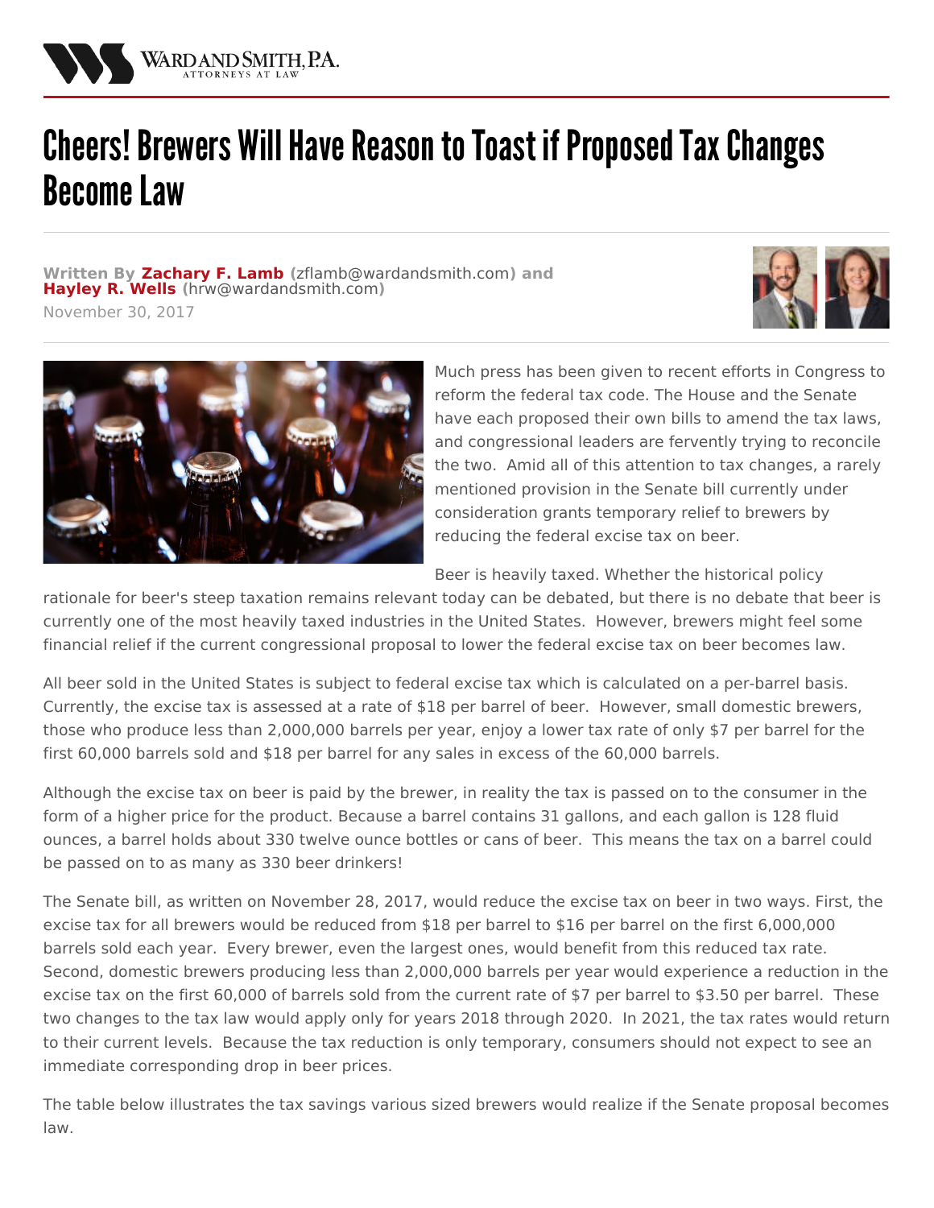# Cheers! Brewers Will Have Reason to Toast if Proposed Tax Changes Become Law

**Written By Zachary F. Lamb (zflamb@wardandsmith.com) and Hayley R. Wells (hrw@wardandsmith.com)**

November 30, 2017

Much press has been given to recent efforts in Congress to reform the federal tax code. The House and the Senate have each proposed their own bills to amend the tax laws, and congressional leaders are fervently trying to reconcile the two. Amid all of this attention to tax changes, a rarely mentioned provision in the Senate bill currently under consideration grants temporary relief to brewers by reducing the federal excise tax on beer.

Beer is heavily taxed. Whether the historical policy rationale for beer's steep taxation remains relevant today can be debated, but there is no debate that beer is currently one of the most heavily taxed industries in the United States. However, brewers might feel some financial relief if the current congressional proposal to lower the federal excise tax on beer becomes law.

All beer sold in the United States is subject to federal excise tax which is calculated on a per-barrel basis. Currently, the excise tax is assessed at a rate of $18 per barrel of beer. However, small domestic brewers, those who produce less than 2,000,000 barrels per year, enjoy a lower tax rate of only $7 per barrel for the first 60,000 barrels sold and $18 per barrel for any sales in excess of the 60,000 barrels.

Although the excise tax on beer is paid by the brewer, in reality the tax is passed on to the consumer in the form of a higher price for the product. Because a barrel contains 31 gallons, and each gallon is 128 fluid ounces, a barrel holds about 330 twelve ounce bottles or cans of beer. This means the tax on a barrel could be passed on to as many as 330 beer drinkers!

The Senate bill, as written on November 28, 2017, would reduce the excise tax on beer in two ways. First, the excise tax for all brewers would be reduced from $18 per barrel to $16 per barrel on the first 6,000,000 barrels sold each year. Every brewer, even the largest ones, would benefit from this reduced tax rate. Second, domestic brewers producing less than 2,000,000 barrels per year would experience a reduction in the excise tax on the first 60,000 of barrels sold from the current rate of $7 per barrel to $3.50 per barrel. These two changes to the tax law would apply only for years 2018 through 2020. In 2021, the tax rates would return to their current levels. Because the tax reduction is only temporary, consumers should not expect to see an immediate corresponding drop in beer prices.

The table below illustrates the tax savings various sized brewers would realize if the Senate proposal becomes law.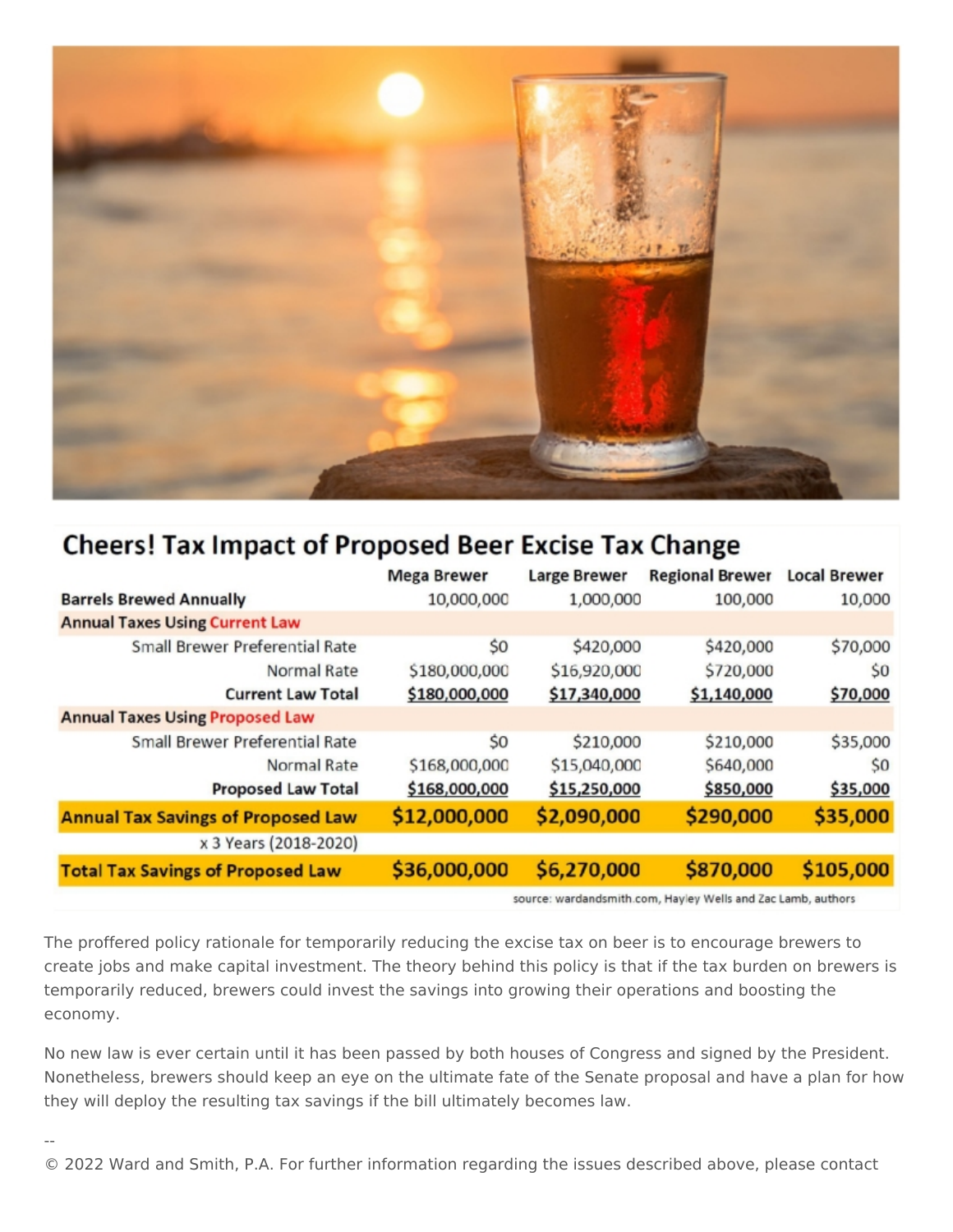## Cheers! Tax Impact of Proposed Beer Excise Tax Change

| | Mega Brewer | Large Brewer | Regional Brewer | Local Brewer |
|---|---|---|---|---|
| **Barrels Brewed Annually** | 10,000,000 | 1,000,000 | 100,000 | 10,000 |
| **Annual Taxes Using Current Law** | | | | |
| Small Brewer Preferential Rate | $0 | $420,000 | $420,000 | $70,000 |
| Normal Rate | $180,000,000 | $16,920,000 | $720,000 | $0 |
| **Current Law Total** | **$180,000,000** | **$17,340,000** | **$1,140,000** | **$70,000** |
| **Annual Taxes Using Proposed Law** | | | | |
| Small Brewer Preferential Rate | $0 | $210,000 | $210,000 | $35,000 |
| Normal Rate | $168,000,000 | $15,040,000 | $640,000 | $0 |
| **Proposed Law Total** | **$168,000,000** | **$15,250,000** | **$850,000** | **$35,000** |
| **Annual Tax Savings of Proposed Law** | **$12,000,000** | **$2,090,000** | **$290,000** | **$35,000** |
| x 3 Years (2018-2020) | | | | |
| **Total Tax Savings of Proposed Law** | **$36,000,000** | **$6,270,000** | **$870,000** | **$105,000** |

source: wardandsmith.com, Hayley Wells and Zac Lamb, authors

The proffered policy rationale for temporarily reducing the excise tax on beer is to encourage brewers to create jobs and make capital investment. The theory behind this policy is that if the tax burden on brewers is temporarily reduced, brewers could invest the savings into growing their operations and boosting the economy.

No new law is ever certain until it has been passed by both houses of Congress and signed by the President. Nonetheless, brewers should keep an eye on the ultimate fate of the Senate proposal and have a plan for how they will deploy the resulting tax savings if the bill ultimately becomes law.

--

© 2022 Ward and Smith, P.A. For further information regarding the issues described above, please contact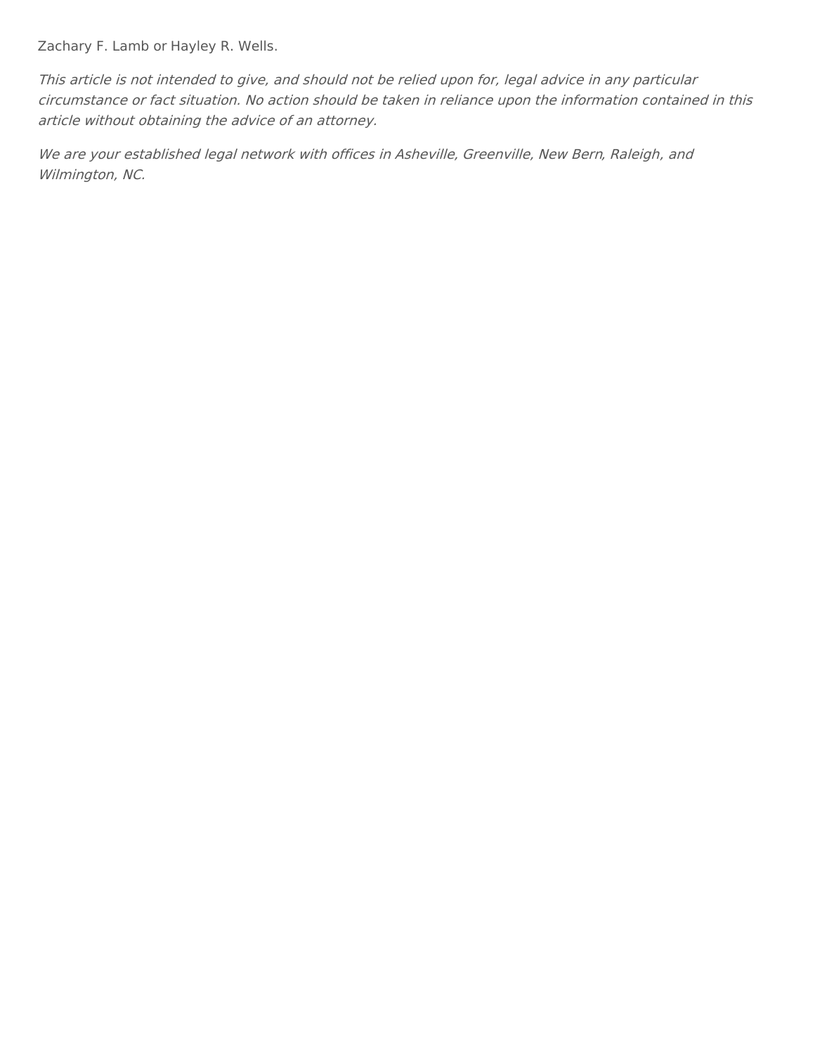Zachary F. Lamb or Hayley R. Wells.

*This article is not intended to give, and should not be relied upon for, legal advice in any particular circumstance or fact situation. No action should be taken in reliance upon the information contained in this article without obtaining the advice of an attorney.*

*We are your established legal network with offices in Asheville, Greenville, New Bern, Raleigh, and Wilmington, NC.*